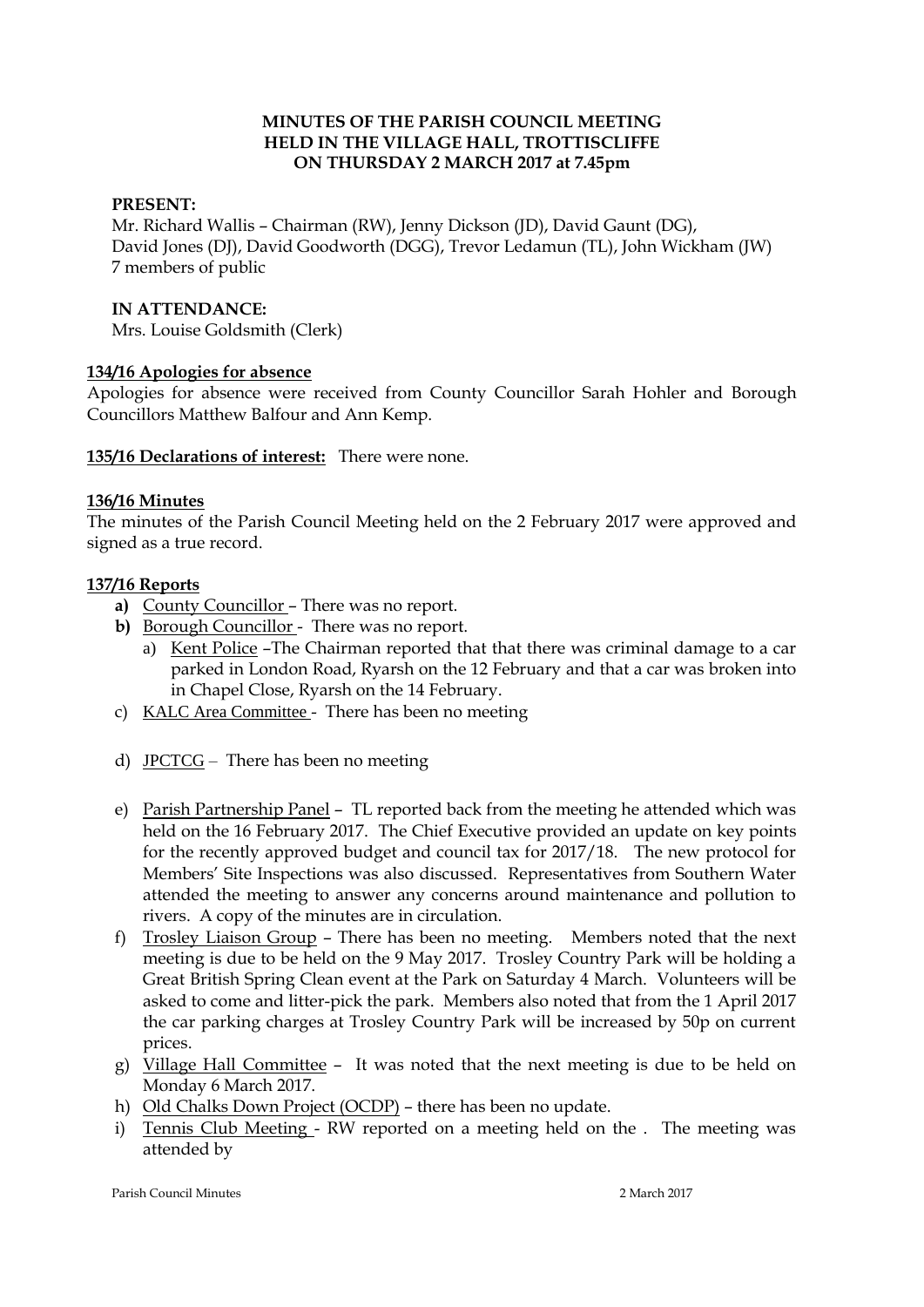**MINUTES OF THE PARISH COUNCIL MEETING**
**HELD IN THE VILLAGE HALL, TROTTISCLIFFE**
**ON THURSDAY 2 MARCH 2017 at 7.45pm**

**PRESENT:**
Mr. Richard Wallis – Chairman (RW), Jenny Dickson (JD), David Gaunt (DG), David Jones (DJ), David Goodworth (DGG), Trevor Ledamun (TL), John Wickham (JW)
7 members of public

**IN ATTENDANCE:**
Mrs. Louise Goldsmith (Clerk)

**134/16 Apologies for absence**

Apologies for absence were received from County Councillor Sarah Hohler and Borough Councillors Matthew Balfour and Ann Kemp.

**135/16 Declarations of interest:** There were none.

**136/16 Minutes**

The minutes of the Parish Council Meeting held on the 2 February 2017 were approved and signed as a true record.

**137/16 Reports**

- **a)** County Councillor – There was no report.
- **b)** Borough Councillor - There was no report.
  - a) Kent Police –The Chairman reported that that there was criminal damage to a car parked in London Road, Ryarsh on the 12 February and that a car was broken into in Chapel Close, Ryarsh on the 14 February.
- c) KALC Area Committee - There has been no meeting
- d) JPCTCG – There has been no meeting
- e) Parish Partnership Panel – TL reported back from the meeting he attended which was held on the 16 February 2017. The Chief Executive provided an update on key points for the recently approved budget and council tax for 2017/18. The new protocol for Members' Site Inspections was also discussed. Representatives from Southern Water attended the meeting to answer any concerns around maintenance and pollution to rivers. A copy of the minutes are in circulation.
- f) Trosley Liaison Group – There has been no meeting. Members noted that the next meeting is due to be held on the 9 May 2017. Trosley Country Park will be holding a Great British Spring Clean event at the Park on Saturday 4 March. Volunteers will be asked to come and litter-pick the park. Members also noted that from the 1 April 2017 the car parking charges at Trosley Country Park will be increased by 50p on current prices.
- g) Village Hall Committee – It was noted that the next meeting is due to be held on Monday 6 March 2017.
- h) Old Chalks Down Project (OCDP) – there has been no update.
- i) Tennis Club Meeting - RW reported on a meeting held on the . The meeting was attended by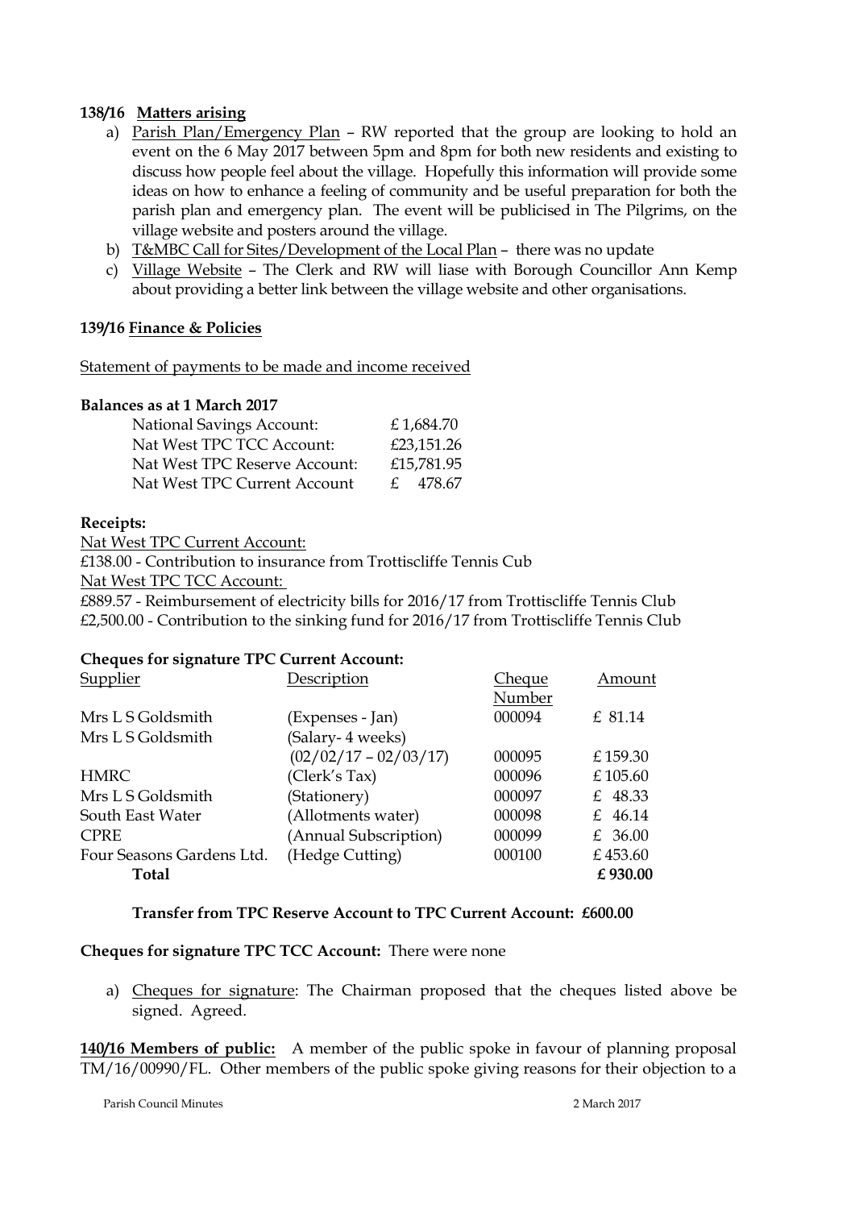**138/16 Matters arising**

a) Parish Plan/Emergency Plan – RW reported that the group are looking to hold an event on the 6 May 2017 between 5pm and 8pm for both new residents and existing to discuss how people feel about the village. Hopefully this information will provide some ideas on how to enhance a feeling of community and be useful preparation for both the parish plan and emergency plan. The event will be publicised in The Pilgrims, on the village website and posters around the village.

b) T&MBC Call for Sites/Development of the Local Plan – there was no update

c) Village Website – The Clerk and RW will liase with Borough Councillor Ann Kemp about providing a better link between the village website and other organisations.

**139/16 Finance & Policies**

Statement of payments to be made and income received

**Balances as at 1 March 2017**

| | |
|---|---|
| National Savings Account: | £ 1,684.70 |
| Nat West TPC TCC Account: | £23,151.26 |
| Nat West TPC Reserve Account: | £15,781.95 |
| Nat West TPC Current Account | £ 478.67 |

**Receipts:**

Nat West TPC Current Account:

£138.00 - Contribution to insurance from Trottiscliffe Tennis Cub

Nat West TPC TCC Account:

£889.57 - Reimbursement of electricity bills for 2016/17 from Trottiscliffe Tennis Club

£2,500.00 - Contribution to the sinking fund for 2016/17 from Trottiscliffe Tennis Club

**Cheques for signature TPC Current Account:**

| Supplier | Description | Cheque Number | Amount |
|---|---|---|---|
| Mrs L S Goldsmith | (Expenses - Jan) | 000094 | £ 81.14 |
| Mrs L S Goldsmith | (Salary- 4 weeks) (02/02/17 – 02/03/17) | 000095 | £ 159.30 |
| HMRC | (Clerk's Tax) | 000096 | £ 105.60 |
| Mrs L S Goldsmith | (Stationery) | 000097 | £ 48.33 |
| South East Water | (Allotments water) | 000098 | £ 46.14 |
| CPRE | (Annual Subscription) | 000099 | £ 36.00 |
| Four Seasons Gardens Ltd. | (Hedge Cutting) | 000100 | £ 453.60 |
| **Total** | | | **£ 930.00** |

**Transfer from TPC Reserve Account to TPC Current Account: £600.00**

**Cheques for signature TPC TCC Account:** There were none

a) Cheques for signature: The Chairman proposed that the cheques listed above be signed. Agreed.

**140/16 Members of public:** A member of the public spoke in favour of planning proposal TM/16/00990/FL. Other members of the public spoke giving reasons for their objection to a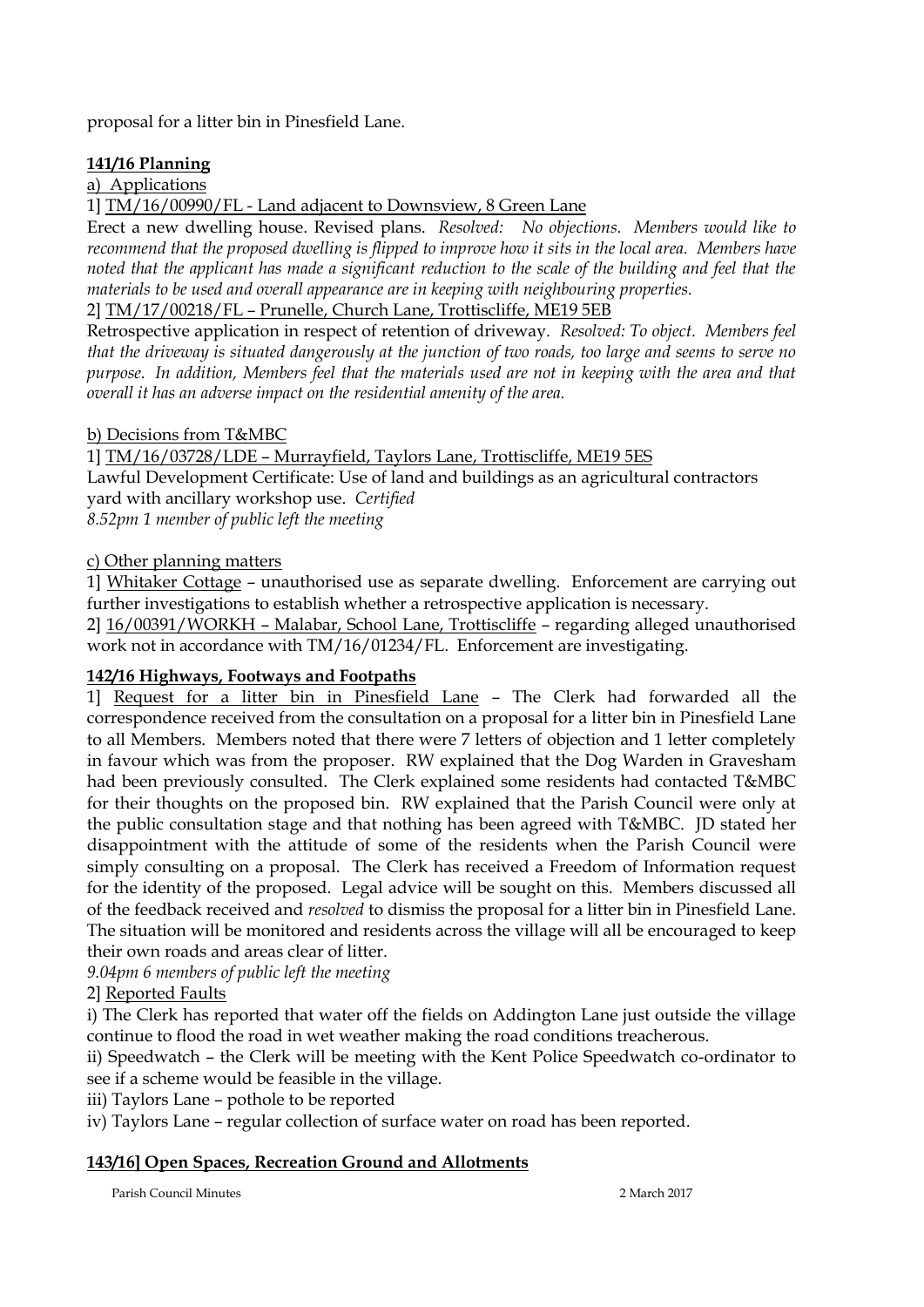proposal for a litter bin in Pinesfield Lane.

**141/16 Planning**

a) Applications

1] TM/16/00990/FL - Land adjacent to Downsview, 8 Green Lane

Erect a new dwelling house. Revised plans. *Resolved: No objections. Members would like to recommend that the proposed dwelling is flipped to improve how it sits in the local area. Members have noted that the applicant has made a significant reduction to the scale of the building and feel that the materials to be used and overall appearance are in keeping with neighbouring properties.*

2] TM/17/00218/FL – Prunelle, Church Lane, Trottiscliffe, ME19 5EB

Retrospective application in respect of retention of driveway. *Resolved: To object. Members feel that the driveway is situated dangerously at the junction of two roads, too large and seems to serve no purpose. In addition, Members feel that the materials used are not in keeping with the area and that overall it has an adverse impact on the residential amenity of the area.*

b) Decisions from T&MBC

1] TM/16/03728/LDE – Murrayfield, Taylors Lane, Trottiscliffe, ME19 5ES

Lawful Development Certificate: Use of land and buildings as an agricultural contractors yard with ancillary workshop use. *Certified*

*8.52pm 1 member of public left the meeting*

c) Other planning matters

1] Whitaker Cottage – unauthorised use as separate dwelling. Enforcement are carrying out further investigations to establish whether a retrospective application is necessary.

2] 16/00391/WORKH – Malabar, School Lane, Trottiscliffe – regarding alleged unauthorised work not in accordance with TM/16/01234/FL. Enforcement are investigating.

**142/16 Highways, Footways and Footpaths**

1] Request for a litter bin in Pinesfield Lane – The Clerk had forwarded all the correspondence received from the consultation on a proposal for a litter bin in Pinesfield Lane to all Members. Members noted that there were 7 letters of objection and 1 letter completely in favour which was from the proposer. RW explained that the Dog Warden in Gravesham had been previously consulted. The Clerk explained some residents had contacted T&MBC for their thoughts on the proposed bin. RW explained that the Parish Council were only at the public consultation stage and that nothing has been agreed with T&MBC. JD stated her disappointment with the attitude of some of the residents when the Parish Council were simply consulting on a proposal. The Clerk has received a Freedom of Information request for the identity of the proposed. Legal advice will be sought on this. Members discussed all of the feedback received and *resolved* to dismiss the proposal for a litter bin in Pinesfield Lane. The situation will be monitored and residents across the village will all be encouraged to keep their own roads and areas clear of litter.

*9.04pm 6 members of public left the meeting*

2] Reported Faults

i) The Clerk has reported that water off the fields on Addington Lane just outside the village continue to flood the road in wet weather making the road conditions treacherous.

ii) Speedwatch – the Clerk will be meeting with the Kent Police Speedwatch co-ordinator to see if a scheme would be feasible in the village.

iii) Taylors Lane – pothole to be reported

iv) Taylors Lane – regular collection of surface water on road has been reported.

**143/16] Open Spaces, Recreation Ground and Allotments**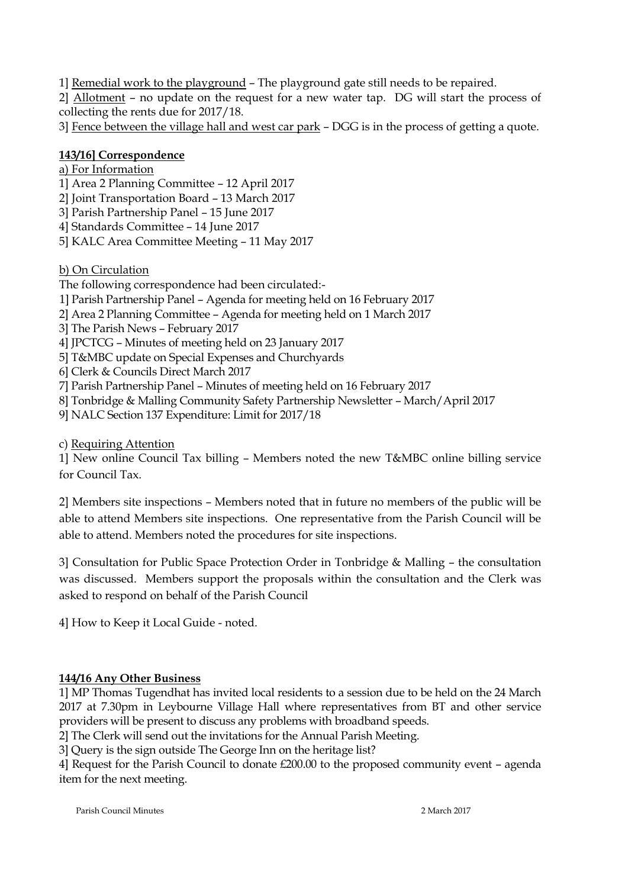1] Remedial work to the playground – The playground gate still needs to be repaired.

2] Allotment – no update on the request for a new water tap. DG will start the process of collecting the rents due for 2017/18.

3] Fence between the village hall and west car park – DGG is in the process of getting a quote.

**143/16] Correspondence**

a) For Information

1] Area 2 Planning Committee – 12 April 2017
2] Joint Transportation Board – 13 March 2017
3] Parish Partnership Panel – 15 June 2017
4] Standards Committee – 14 June 2017
5] KALC Area Committee Meeting – 11 May 2017

b) On Circulation

The following correspondence had been circulated:-

1] Parish Partnership Panel – Agenda for meeting held on 16 February 2017
2] Area 2 Planning Committee – Agenda for meeting held on 1 March 2017
3] The Parish News – February 2017
4] JPCTCG – Minutes of meeting held on 23 January 2017
5] T&MBC update on Special Expenses and Churchyards
6] Clerk & Councils Direct March 2017
7] Parish Partnership Panel – Minutes of meeting held on 16 February 2017
8] Tonbridge & Malling Community Safety Partnership Newsletter – March/April 2017
9] NALC Section 137 Expenditure: Limit for 2017/18

c) Requiring Attention

1] New online Council Tax billing – Members noted the new T&MBC online billing service for Council Tax.

2] Members site inspections – Members noted that in future no members of the public will be able to attend Members site inspections. One representative from the Parish Council will be able to attend. Members noted the procedures for site inspections.

3] Consultation for Public Space Protection Order in Tonbridge & Malling – the consultation was discussed. Members support the proposals within the consultation and the Clerk was asked to respond on behalf of the Parish Council

4] How to Keep it Local Guide - noted.

**144/16 Any Other Business**

1] MP Thomas Tugendhat has invited local residents to a session due to be held on the 24 March 2017 at 7.30pm in Leybourne Village Hall where representatives from BT and other service providers will be present to discuss any problems with broadband speeds.

2] The Clerk will send out the invitations for the Annual Parish Meeting.

3] Query is the sign outside The George Inn on the heritage list?

4] Request for the Parish Council to donate £200.00 to the proposed community event – agenda item for the next meeting.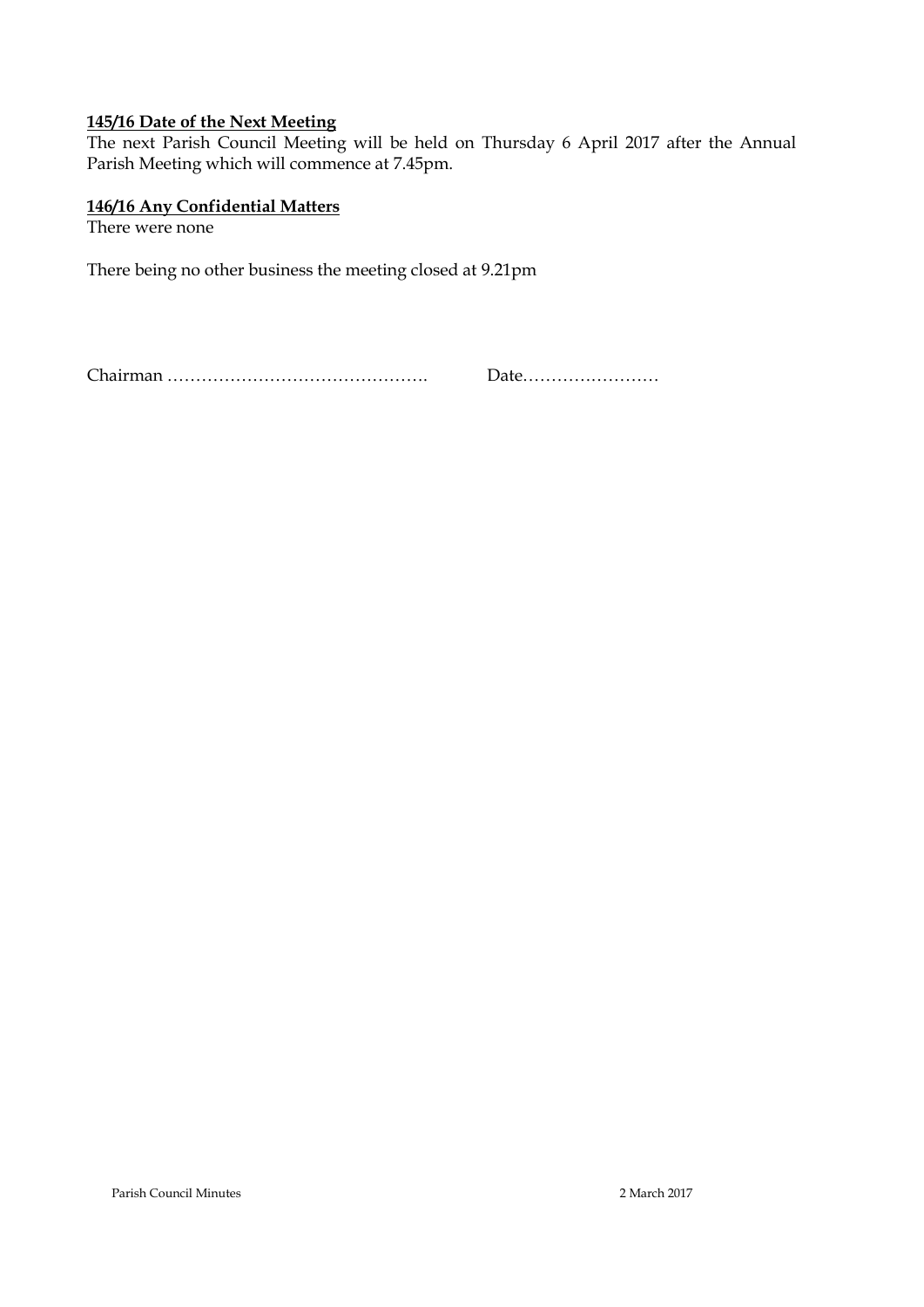**<u>145/16 Date of the Next Meeting</u>**

The next Parish Council Meeting will be held on Thursday 6 April 2017 after the Annual Parish Meeting which will commence at 7.45pm.

**<u>146/16 Any Confidential Matters</u>**

There were none

There being no other business the meeting closed at 9.21pm

Chairman ………………………………………. Date……………………